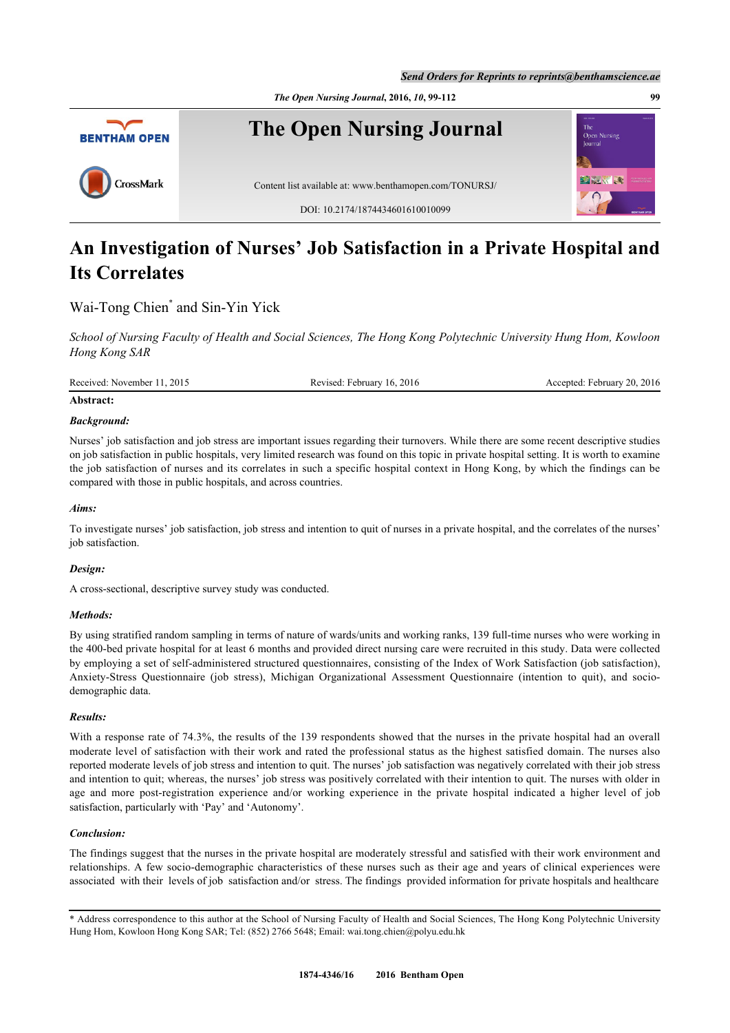# An Investigation of Nurses' Job Satisfaction in a Private Hospital and Its Correlates

Wai-Tong Chien* and Sin-Yin Yick

*School of Nursing Faculty of Health and Social Sciences, The Hong Kong Polytechnic University Hung Hom, Kowloon Hong Kong SAR*

Received: November 11, 2015 Revised: February 16, 2016 Accepted: February 20, 2016

**Abstract:**

***Background:***

Nurses' job satisfaction and job stress are important issues regarding their turnovers. While there are some recent descriptive studies on job satisfaction in public hospitals, very limited research was found on this topic in private hospital setting. It is worth to examine the job satisfaction of nurses and its correlates in such a specific hospital context in Hong Kong, by which the findings can be compared with those in public hospitals, and across countries.

***Aims:***

To investigate nurses' job satisfaction, job stress and intention to quit of nurses in a private hospital, and the correlates of the nurses' job satisfaction.

***Design:***

A cross-sectional, descriptive survey study was conducted.

***Methods:***

By using stratified random sampling in terms of nature of wards/units and working ranks, 139 full-time nurses who were working in the 400-bed private hospital for at least 6 months and provided direct nursing care were recruited in this study. Data were collected by employing a set of self-administered structured questionnaires, consisting of the Index of Work Satisfaction (job satisfaction), Anxiety-Stress Questionnaire (job stress), Michigan Organizational Assessment Questionnaire (intention to quit), and socio-demographic data.

***Results:***

With a response rate of 74.3%, the results of the 139 respondents showed that the nurses in the private hospital had an overall moderate level of satisfaction with their work and rated the professional status as the highest satisfied domain. The nurses also reported moderate levels of job stress and intention to quit. The nurses' job satisfaction was negatively correlated with their job stress and intention to quit; whereas, the nurses' job stress was positively correlated with their intention to quit. The nurses with older in age and more post-registration experience and/or working experience in the private hospital indicated a higher level of job satisfaction, particularly with 'Pay' and 'Autonomy'.

***Conclusion:***

The findings suggest that the nurses in the private hospital are moderately stressful and satisfied with their work environment and relationships. A few socio-demographic characteristics of these nurses such as their age and years of clinical experiences were associated with their levels of job satisfaction and/or stress. The findings provided information for private hospitals and healthcare

* Address correspondence to this author at the School of Nursing Faculty of Health and Social Sciences, The Hong Kong Polytechnic University Hung Hom, Kowloon Hong Kong SAR; Tel: (852) 2766 5648; Email: wai.tong.chien@polyu.edu.hk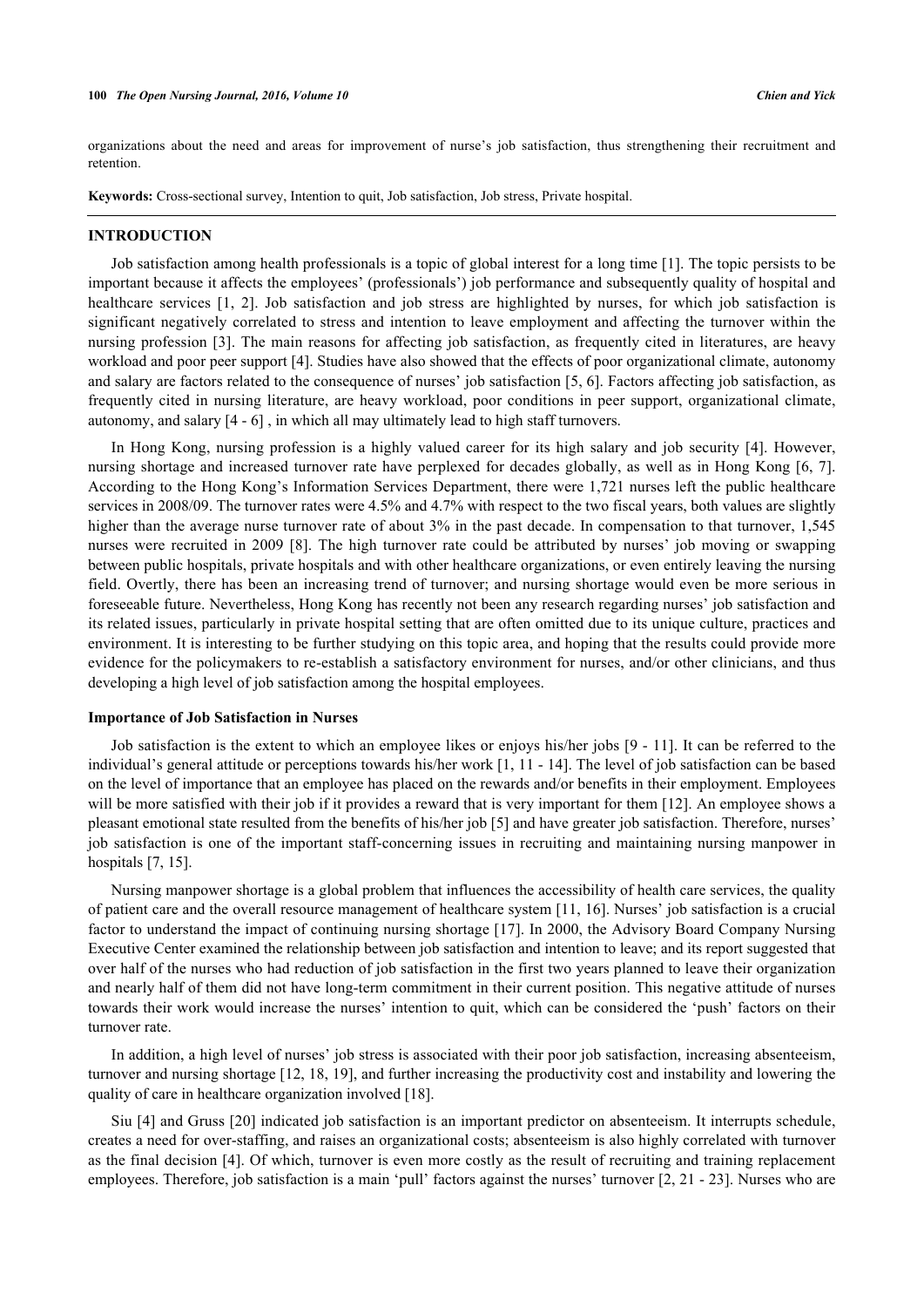organizations about the need and areas for improvement of nurse's job satisfaction, thus strengthening their recruitment and retention.

**Keywords:** Cross-sectional survey, Intention to quit, Job satisfaction, Job stress, Private hospital.

## INTRODUCTION

Job satisfaction among health professionals is a topic of global interest for a long time [1]. The topic persists to be important because it affects the employees' (professionals') job performance and subsequently quality of hospital and healthcare services [1, 2]. Job satisfaction and job stress are highlighted by nurses, for which job satisfaction is significant negatively correlated to stress and intention to leave employment and affecting the turnover within the nursing profession [3]. The main reasons for affecting job satisfaction, as frequently cited in literatures, are heavy workload and poor peer support [4]. Studies have also showed that the effects of poor organizational climate, autonomy and salary are factors related to the consequence of nurses' job satisfaction [5, 6]. Factors affecting job satisfaction, as frequently cited in nursing literature, are heavy workload, poor conditions in peer support, organizational climate, autonomy, and salary [4 - 6] , in which all may ultimately lead to high staff turnovers.

In Hong Kong, nursing profession is a highly valued career for its high salary and job security [4]. However, nursing shortage and increased turnover rate have perplexed for decades globally, as well as in Hong Kong [6, 7]. According to the Hong Kong's Information Services Department, there were 1,721 nurses left the public healthcare services in 2008/09. The turnover rates were 4.5% and 4.7% with respect to the two fiscal years, both values are slightly higher than the average nurse turnover rate of about 3% in the past decade. In compensation to that turnover, 1,545 nurses were recruited in 2009 [8]. The high turnover rate could be attributed by nurses' job moving or swapping between public hospitals, private hospitals and with other healthcare organizations, or even entirely leaving the nursing field. Overtly, there has been an increasing trend of turnover; and nursing shortage would even be more serious in foreseeable future. Nevertheless, Hong Kong has recently not been any research regarding nurses' job satisfaction and its related issues, particularly in private hospital setting that are often omitted due to its unique culture, practices and environment. It is interesting to be further studying on this topic area, and hoping that the results could provide more evidence for the policymakers to re-establish a satisfactory environment for nurses, and/or other clinicians, and thus developing a high level of job satisfaction among the hospital employees.

### Importance of Job Satisfaction in Nurses

Job satisfaction is the extent to which an employee likes or enjoys his/her jobs [9 - 11]. It can be referred to the individual's general attitude or perceptions towards his/her work [1, 11 - 14]. The level of job satisfaction can be based on the level of importance that an employee has placed on the rewards and/or benefits in their employment. Employees will be more satisfied with their job if it provides a reward that is very important for them [12]. An employee shows a pleasant emotional state resulted from the benefits of his/her job [5] and have greater job satisfaction. Therefore, nurses' job satisfaction is one of the important staff-concerning issues in recruiting and maintaining nursing manpower in hospitals [7, 15].

Nursing manpower shortage is a global problem that influences the accessibility of health care services, the quality of patient care and the overall resource management of healthcare system [11, 16]. Nurses' job satisfaction is a crucial factor to understand the impact of continuing nursing shortage [17]. In 2000, the Advisory Board Company Nursing Executive Center examined the relationship between job satisfaction and intention to leave; and its report suggested that over half of the nurses who had reduction of job satisfaction in the first two years planned to leave their organization and nearly half of them did not have long-term commitment in their current position. This negative attitude of nurses towards their work would increase the nurses' intention to quit, which can be considered the 'push' factors on their turnover rate.

In addition, a high level of nurses' job stress is associated with their poor job satisfaction, increasing absenteeism, turnover and nursing shortage [12, 18, 19], and further increasing the productivity cost and instability and lowering the quality of care in healthcare organization involved [18].

Siu [4] and Gruss [20] indicated job satisfaction is an important predictor on absenteeism. It interrupts schedule, creates a need for over-staffing, and raises an organizational costs; absenteeism is also highly correlated with turnover as the final decision [4]. Of which, turnover is even more costly as the result of recruiting and training replacement employees. Therefore, job satisfaction is a main 'pull' factors against the nurses' turnover [2, 21 - 23]. Nurses who are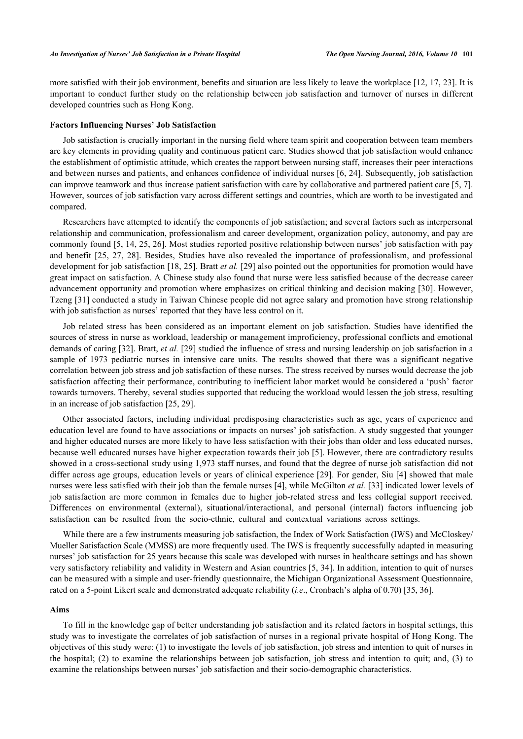more satisfied with their job environment, benefits and situation are less likely to leave the workplace [12, 17, 23]. It is important to conduct further study on the relationship between job satisfaction and turnover of nurses in different developed countries such as Hong Kong.

### Factors Influencing Nurses' Job Satisfaction

Job satisfaction is crucially important in the nursing field where team spirit and cooperation between team members are key elements in providing quality and continuous patient care. Studies showed that job satisfaction would enhance the establishment of optimistic attitude, which creates the rapport between nursing staff, increases their peer interactions and between nurses and patients, and enhances confidence of individual nurses [6, 24]. Subsequently, job satisfaction can improve teamwork and thus increase patient satisfaction with care by collaborative and partnered patient care [5, 7]. However, sources of job satisfaction vary across different settings and countries, which are worth to be investigated and compared.

Researchers have attempted to identify the components of job satisfaction; and several factors such as interpersonal relationship and communication, professionalism and career development, organization policy, autonomy, and pay are commonly found [5, 14, 25, 26]. Most studies reported positive relationship between nurses' job satisfaction with pay and benefit [25, 27, 28]. Besides, Studies have also revealed the importance of professionalism, and professional development for job satisfaction [18, 25]. Bratt *et al.* [29] also pointed out the opportunities for promotion would have great impact on satisfaction. A Chinese study also found that nurse were less satisfied because of the decrease career advancement opportunity and promotion where emphasizes on critical thinking and decision making [30]. However, Tzeng [31] conducted a study in Taiwan Chinese people did not agree salary and promotion have strong relationship with job satisfaction as nurses' reported that they have less control on it.

Job related stress has been considered as an important element on job satisfaction. Studies have identified the sources of stress in nurse as workload, leadership or management improficiency, professional conflicts and emotional demands of caring [32]. Bratt, *et al.* [29] studied the influence of stress and nursing leadership on job satisfaction in a sample of 1973 pediatric nurses in intensive care units. The results showed that there was a significant negative correlation between job stress and job satisfaction of these nurses. The stress received by nurses would decrease the job satisfaction affecting their performance, contributing to inefficient labor market would be considered a 'push' factor towards turnovers. Thereby, several studies supported that reducing the workload would lessen the job stress, resulting in an increase of job satisfaction [25, 29].

Other associated factors, including individual predisposing characteristics such as age, years of experience and education level are found to have associations or impacts on nurses' job satisfaction. A study suggested that younger and higher educated nurses are more likely to have less satisfaction with their jobs than older and less educated nurses, because well educated nurses have higher expectation towards their job [5]. However, there are contradictory results showed in a cross-sectional study using 1,973 staff nurses, and found that the degree of nurse job satisfaction did not differ across age groups, education levels or years of clinical experience [29]. For gender, Siu [4] showed that male nurses were less satisfied with their job than the female nurses [4], while McGilton *et al.* [33] indicated lower levels of job satisfaction are more common in females due to higher job-related stress and less collegial support received. Differences on environmental (external), situational/interactional, and personal (internal) factors influencing job satisfaction can be resulted from the socio-ethnic, cultural and contextual variations across settings.

While there are a few instruments measuring job satisfaction, the Index of Work Satisfaction (IWS) and McCloskey/ Mueller Satisfaction Scale (MMSS) are more frequently used. The IWS is frequently successfully adapted in measuring nurses' job satisfaction for 25 years because this scale was developed with nurses in healthcare settings and has shown very satisfactory reliability and validity in Western and Asian countries [5, 34]. In addition, intention to quit of nurses can be measured with a simple and user-friendly questionnaire, the Michigan Organizational Assessment Questionnaire, rated on a 5-point Likert scale and demonstrated adequate reliability (*i.e*., Cronbach's alpha of 0.70) [35, 36].

### Aims

To fill in the knowledge gap of better understanding job satisfaction and its related factors in hospital settings, this study was to investigate the correlates of job satisfaction of nurses in a regional private hospital of Hong Kong. The objectives of this study were: (1) to investigate the levels of job satisfaction, job stress and intention to quit of nurses in the hospital; (2) to examine the relationships between job satisfaction, job stress and intention to quit; and, (3) to examine the relationships between nurses' job satisfaction and their socio-demographic characteristics.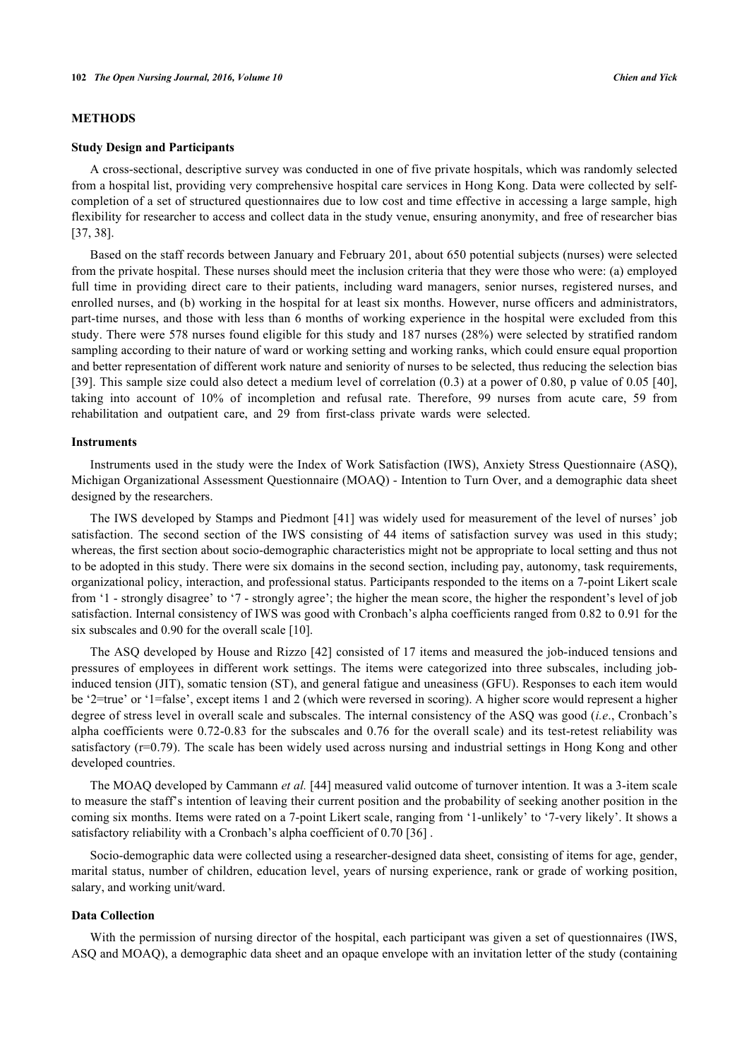## METHODS

### Study Design and Participants

A cross-sectional, descriptive survey was conducted in one of five private hospitals, which was randomly selected from a hospital list, providing very comprehensive hospital care services in Hong Kong. Data were collected by self-completion of a set of structured questionnaires due to low cost and time effective in accessing a large sample, high flexibility for researcher to access and collect data in the study venue, ensuring anonymity, and free of researcher bias [37, 38].

Based on the staff records between January and February 201, about 650 potential subjects (nurses) were selected from the private hospital. These nurses should meet the inclusion criteria that they were those who were: (a) employed full time in providing direct care to their patients, including ward managers, senior nurses, registered nurses, and enrolled nurses, and (b) working in the hospital for at least six months. However, nurse officers and administrators, part-time nurses, and those with less than 6 months of working experience in the hospital were excluded from this study. There were 578 nurses found eligible for this study and 187 nurses (28%) were selected by stratified random sampling according to their nature of ward or working setting and working ranks, which could ensure equal proportion and better representation of different work nature and seniority of nurses to be selected, thus reducing the selection bias [39]. This sample size could also detect a medium level of correlation (0.3) at a power of 0.80, p value of 0.05 [40], taking into account of 10% of incompletion and refusal rate. Therefore, 99 nurses from acute care, 59 from rehabilitation and outpatient care, and 29 from first-class private wards were selected.

### Instruments

Instruments used in the study were the Index of Work Satisfaction (IWS), Anxiety Stress Questionnaire (ASQ), Michigan Organizational Assessment Questionnaire (MOAQ) - Intention to Turn Over, and a demographic data sheet designed by the researchers.

The IWS developed by Stamps and Piedmont [41] was widely used for measurement of the level of nurses' job satisfaction. The second section of the IWS consisting of 44 items of satisfaction survey was used in this study; whereas, the first section about socio-demographic characteristics might not be appropriate to local setting and thus not to be adopted in this study. There were six domains in the second section, including pay, autonomy, task requirements, organizational policy, interaction, and professional status. Participants responded to the items on a 7-point Likert scale from '1 - strongly disagree' to '7 - strongly agree'; the higher the mean score, the higher the respondent's level of job satisfaction. Internal consistency of IWS was good with Cronbach's alpha coefficients ranged from 0.82 to 0.91 for the six subscales and 0.90 for the overall scale [10].

The ASQ developed by House and Rizzo [42] consisted of 17 items and measured the job-induced tensions and pressures of employees in different work settings. The items were categorized into three subscales, including job-induced tension (JIT), somatic tension (ST), and general fatigue and uneasiness (GFU). Responses to each item would be '2=true' or '1=false', except items 1 and 2 (which were reversed in scoring). A higher score would represent a higher degree of stress level in overall scale and subscales. The internal consistency of the ASQ was good (*i.e*., Cronbach's alpha coefficients were 0.72-0.83 for the subscales and 0.76 for the overall scale) and its test-retest reliability was satisfactory (r=0.79). The scale has been widely used across nursing and industrial settings in Hong Kong and other developed countries.

The MOAQ developed by Cammann *et al.* [44] measured valid outcome of turnover intention. It was a 3-item scale to measure the staff's intention of leaving their current position and the probability of seeking another position in the coming six months. Items were rated on a 7-point Likert scale, ranging from '1-unlikely' to '7-very likely'. It shows a satisfactory reliability with a Cronbach's alpha coefficient of 0.70 [36] .

Socio-demographic data were collected using a researcher-designed data sheet, consisting of items for age, gender, marital status, number of children, education level, years of nursing experience, rank or grade of working position, salary, and working unit/ward.

### Data Collection

With the permission of nursing director of the hospital, each participant was given a set of questionnaires (IWS, ASQ and MOAQ), a demographic data sheet and an opaque envelope with an invitation letter of the study (containing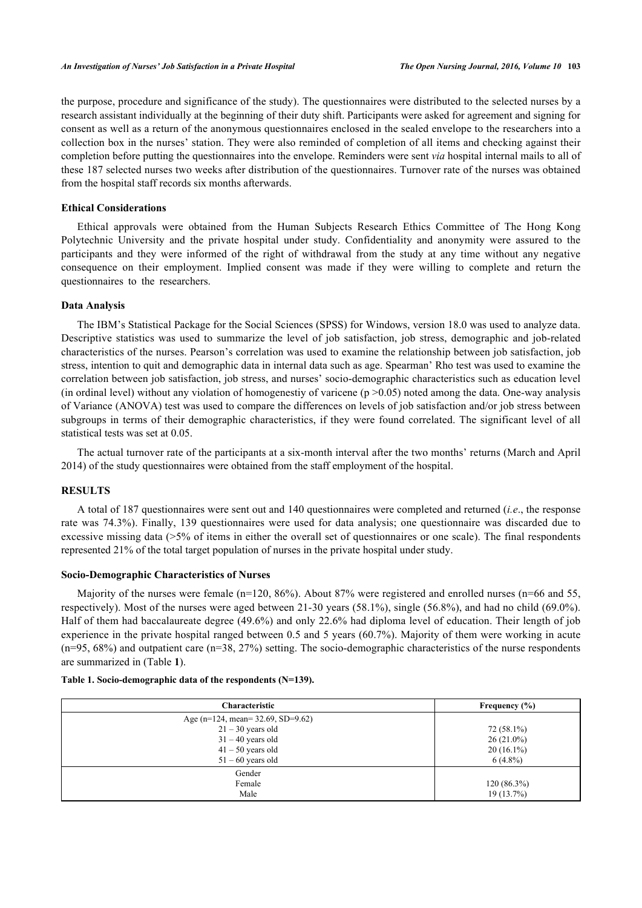the purpose, procedure and significance of the study). The questionnaires were distributed to the selected nurses by a research assistant individually at the beginning of their duty shift. Participants were asked for agreement and signing for consent as well as a return of the anonymous questionnaires enclosed in the sealed envelope to the researchers into a collection box in the nurses' station. They were also reminded of completion of all items and checking against their completion before putting the questionnaires into the envelope. Reminders were sent *via* hospital internal mails to all of these 187 selected nurses two weeks after distribution of the questionnaires. Turnover rate of the nurses was obtained from the hospital staff records six months afterwards.

### Ethical Considerations

Ethical approvals were obtained from the Human Subjects Research Ethics Committee of The Hong Kong Polytechnic University and the private hospital under study. Confidentiality and anonymity were assured to the participants and they were informed of the right of withdrawal from the study at any time without any negative consequence on their employment. Implied consent was made if they were willing to complete and return the questionnaires to the researchers.

### Data Analysis

The IBM's Statistical Package for the Social Sciences (SPSS) for Windows, version 18.0 was used to analyze data. Descriptive statistics was used to summarize the level of job satisfaction, job stress, demographic and job-related characteristics of the nurses. Pearson's correlation was used to examine the relationship between job satisfaction, job stress, intention to quit and demographic data in internal data such as age. Spearman' Rho test was used to examine the correlation between job satisfaction, job stress, and nurses' socio-demographic characteristics such as education level (in ordinal level) without any violation of homogenestiy of varicene ($p > 0.05$) noted among the data. One-way analysis of Variance (ANOVA) test was used to compare the differences on levels of job satisfaction and/or job stress between subgroups in terms of their demographic characteristics, if they were found correlated. The significant level of all statistical tests was set at 0.05.

The actual turnover rate of the participants at a six-month interval after the two months' returns (March and April 2014) of the study questionnaires were obtained from the staff employment of the hospital.

## RESULTS

A total of 187 questionnaires were sent out and 140 questionnaires were completed and returned (*i.e*., the response rate was 74.3%). Finally, 139 questionnaires were used for data analysis; one questionnaire was discarded due to excessive missing data (>5% of items in either the overall set of questionnaires or one scale). The final respondents represented 21% of the total target population of nurses in the private hospital under study.

### Socio-Demographic Characteristics of Nurses

Majority of the nurses were female (n=120, 86%). About 87% were registered and enrolled nurses (n=66 and 55, respectively). Most of the nurses were aged between 21-30 years (58.1%), single (56.8%), and had no child (69.0%). Half of them had baccalaureate degree (49.6%) and only 22.6% had diploma level of education. Their length of job experience in the private hospital ranged between 0.5 and 5 years (60.7%). Majority of them were working in acute (n=95, 68%) and outpatient care (n=38, 27%) setting. The socio-demographic characteristics of the nurse respondents are summarized in (Table **1**).

**Table 1. Socio-demographic data of the respondents (N=139).**

| Characteristic | Frequency (%) |
|---|---|
| Age (n=124, mean= 32.69, SD=9.62) | |
| 21 – 30 years old | 72 (58.1%) |
| 31 – 40 years old | 26 (21.0%) |
| 41 – 50 years old | 20 (16.1%) |
| 51 – 60 years old | 6 (4.8%) |
| Gender | |
| Female | 120 (86.3%) |
| Male | 19 (13.7%) |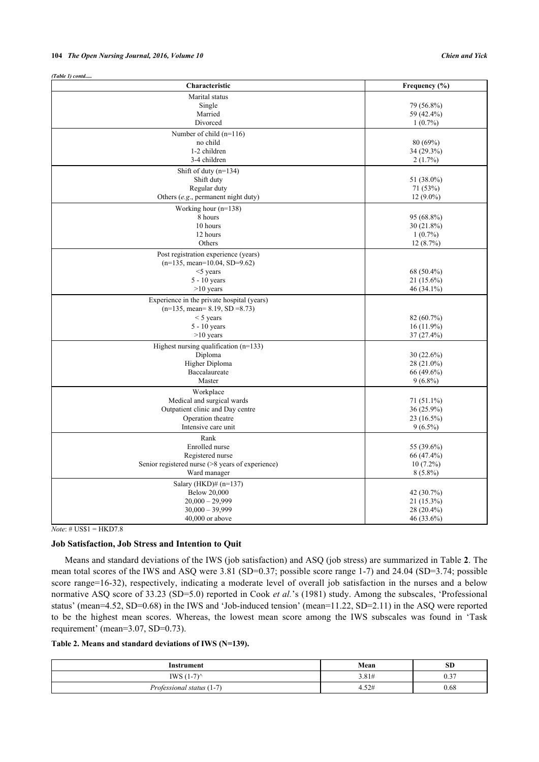*(Table 1) contd.....*

| Characteristic | Frequency (%) |
|---|---|
| Marital status | |
| Single | 79 (56.8%) |
| Married | 59 (42.4%) |
| Divorced | 1 (0.7%) |
| Number of child (n=116) | |
| no child | 80 (69%) |
| 1-2 children | 34 (29.3%) |
| 3-4 children | 2 (1.7%) |
| Shift of duty (n=134) | |
| Shift duty | 51 (38.0%) |
| Regular duty | 71 (53%) |
| Others (*e.g.*, permanent night duty) | 12 (9.0%) |
| Working hour (n=138) | |
| 8 hours | 95 (68.8%) |
| 10 hours | 30 (21.8%) |
| 12 hours | 1 (0.7%) |
| Others | 12 (8.7%) |
| Post registration experience (years) (n=135, mean=10.04, SD=9.62) | |
| <5 years | 68 (50.4%) |
| 5 - 10 years | 21 (15.6%) |
| >10 years | 46 (34.1%) |
| Experience in the private hospital (years) (n=135, mean= 8.19, SD =8.73) | |
| < 5 years | 82 (60.7%) |
| 5 - 10 years | 16 (11.9%) |
| >10 years | 37 (27.4%) |
| Highest nursing qualification (n=133) | |
| Diploma | 30 (22.6%) |
| Higher Diploma | 28 (21.0%) |
| Baccalaureate | 66 (49.6%) |
| Master | 9 (6.8%) |
| Workplace | |
| Medical and surgical wards | 71 (51.1%) |
| Outpatient clinic and Day centre | 36 (25.9%) |
| Operation theatre | 23 (16.5%) |
| Intensive care unit | 9 (6.5%) |
| Rank | |
| Enrolled nurse | 55 (39.6%) |
| Registered nurse | 66 (47.4%) |
| Senior registered nurse (>8 years of experience) | 10 (7.2%) |
| Ward manager | 8 (5.8%) |
| Salary (HKD)# (n=137) | |
| Below 20,000 | 42 (30.7%) |
| 20,000 – 29,999 | 21 (15.3%) |
| 30,000 – 39,999 | 28 (20.4%) |
| 40,000 or above | 46 (33.6%) |

*Note*: # US$1 = HKD7.8

### Job Satisfaction, Job Stress and Intention to Quit

Means and standard deviations of the IWS (job satisfaction) and ASQ (job stress) are summarized in Table **2**. The mean total scores of the IWS and ASQ were 3.81 (SD=0.37; possible score range 1-7) and 24.04 (SD=3.74; possible score range=16-32), respectively, indicating a moderate level of overall job satisfaction in the nurses and a below normative ASQ score of 33.23 (SD=5.0) reported in Cook *et al.*'s (1981) study. Among the subscales, 'Professional status' (mean=4.52, SD=0.68) in the IWS and 'Job-induced tension' (mean=11.22, SD=2.11) in the ASQ were reported to be the highest mean scores. Whereas, the lowest mean score among the IWS subscales was found in 'Task requirement' (mean=3.07, SD=0.73).

**Table 2. Means and standard deviations of IWS (N=139).**

| Instrument | Mean | SD |
|---|---|---|
| IWS (1-7)^ | 3.81# | 0.37 |
| *Professional status* (1-7) | 4.52# | 0.68 |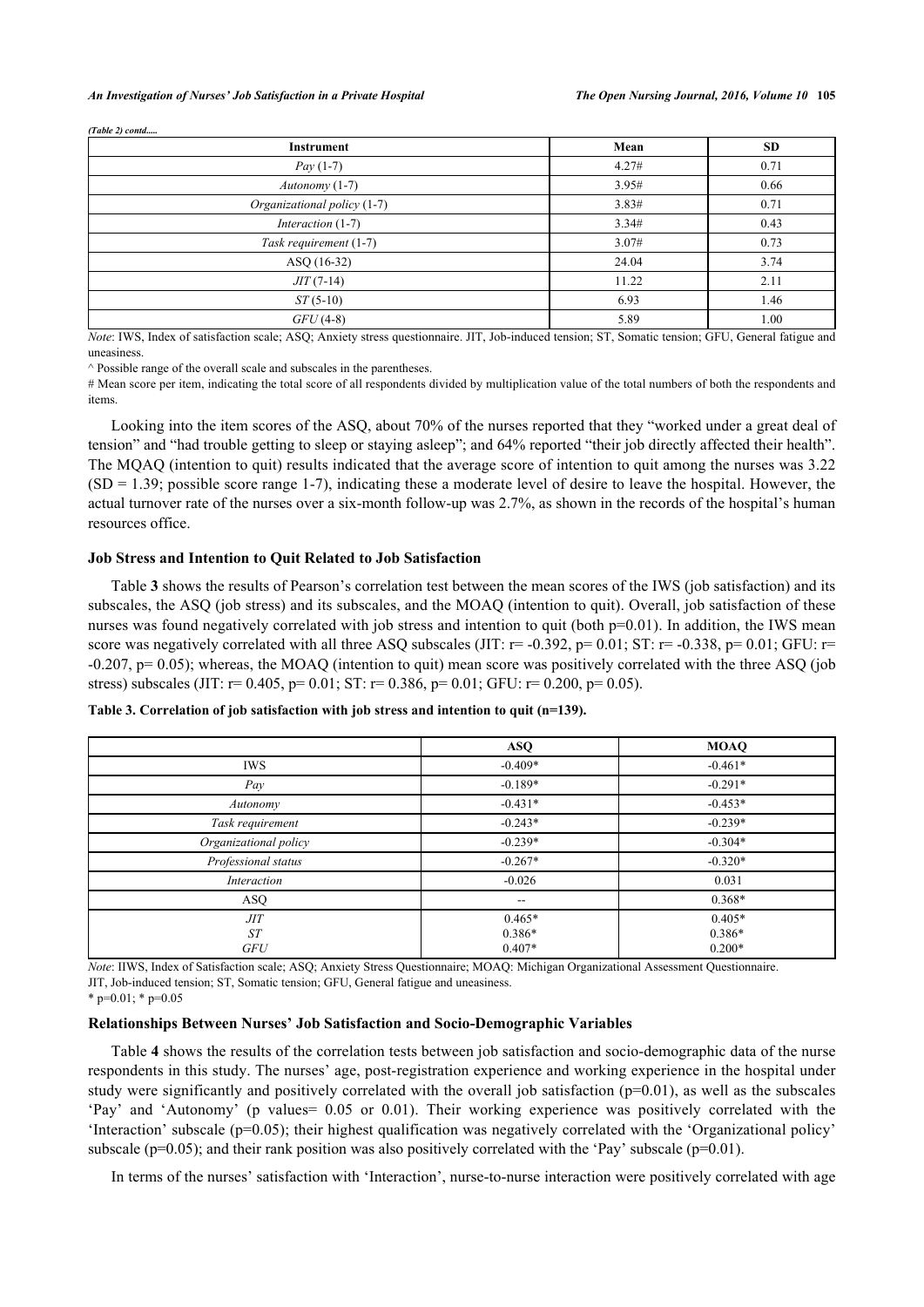*(Table 2) contd.....*

| Instrument | Mean | SD |
|---|---|---|
| *Pay* (1-7) | 4.27# | 0.71 |
| *Autonomy* (1-7) | 3.95# | 0.66 |
| *Organizational policy* (1-7) | 3.83# | 0.71 |
| *Interaction* (1-7) | 3.34# | 0.43 |
| *Task requirement* (1-7) | 3.07# | 0.73 |
| ASQ (16-32) | 24.04 | 3.74 |
| *JIT* (7-14) | 11.22 | 2.11 |
| *ST* (5-10) | 6.93 | 1.46 |
| *GFU* (4-8) | 5.89 | 1.00 |

*Note*: IWS, Index of satisfaction scale; ASQ; Anxiety stress questionnaire. JIT, Job-induced tension; ST, Somatic tension; GFU, General fatigue and uneasiness.

^ Possible range of the overall scale and subscales in the parentheses.

# Mean score per item, indicating the total score of all respondents divided by multiplication value of the total numbers of both the respondents and items.

Looking into the item scores of the ASQ, about 70% of the nurses reported that they "worked under a great deal of tension" and "had trouble getting to sleep or staying asleep"; and 64% reported "their job directly affected their health". The MQAQ (intention to quit) results indicated that the average score of intention to quit among the nurses was 3.22 (SD = 1.39; possible score range 1-7), indicating these a moderate level of desire to leave the hospital. However, the actual turnover rate of the nurses over a six-month follow-up was 2.7%, as shown in the records of the hospital's human resources office.

### Job Stress and Intention to Quit Related to Job Satisfaction

Table **3** shows the results of Pearson's correlation test between the mean scores of the IWS (job satisfaction) and its subscales, the ASQ (job stress) and its subscales, and the MOAQ (intention to quit). Overall, job satisfaction of these nurses was found negatively correlated with job stress and intention to quit (both p=0.01). In addition, the IWS mean score was negatively correlated with all three ASQ subscales (JIT: r= -0.392, p= 0.01; ST: r= -0.338, p= 0.01; GFU: r= -0.207, p= 0.05); whereas, the MOAQ (intention to quit) mean score was positively correlated with the three ASQ (job stress) subscales (JIT: r= 0.405, p= 0.01; ST: r= 0.386, p= 0.01; GFU: r= 0.200, p= 0.05).

**Table 3. Correlation of job satisfaction with job stress and intention to quit (n=139).**

| | ASQ | MOAQ |
|---|---|---|
| IWS | -0.409* | -0.461* |
| *Pay* | -0.189* | -0.291* |
| *Autonomy* | -0.431* | -0.453* |
| *Task requirement* | -0.243* | -0.239* |
| *Organizational policy* | -0.239* | -0.304* |
| *Professional status* | -0.267* | -0.320* |
| *Interaction* | -0.026 | 0.031 |
| ASQ | -- | 0.368* |
| *JIT* | 0.465* | 0.405* |
| *ST* | 0.386* | 0.386* |
| *GFU* | 0.407* | 0.200* |

*Note*: IIWS, Index of Satisfaction Scale; ASQ; Anxiety Stress Questionnaire; MOAQ: Michigan Organizational Assessment Questionnaire.
JIT, Job-induced tension; ST, Somatic tension; GFU, General fatigue and uneasiness.
\* p=0.01; * p=0.05

### Relationships Between Nurses' Job Satisfaction and Socio-Demographic Variables

Table **4** shows the results of the correlation tests between job satisfaction and socio-demographic data of the nurse respondents in this study. The nurses' age, post-registration experience and working experience in the hospital under study were significantly and positively correlated with the overall job satisfaction (p=0.01), as well as the subscales 'Pay' and 'Autonomy' (p values= 0.05 or 0.01). Their working experience was positively correlated with the 'Interaction' subscale (p=0.05); their highest qualification was negatively correlated with the 'Organizational policy' subscale (p=0.05); and their rank position was also positively correlated with the 'Pay' subscale (p=0.01).

In terms of the nurses' satisfaction with 'Interaction', nurse-to-nurse interaction were positively correlated with age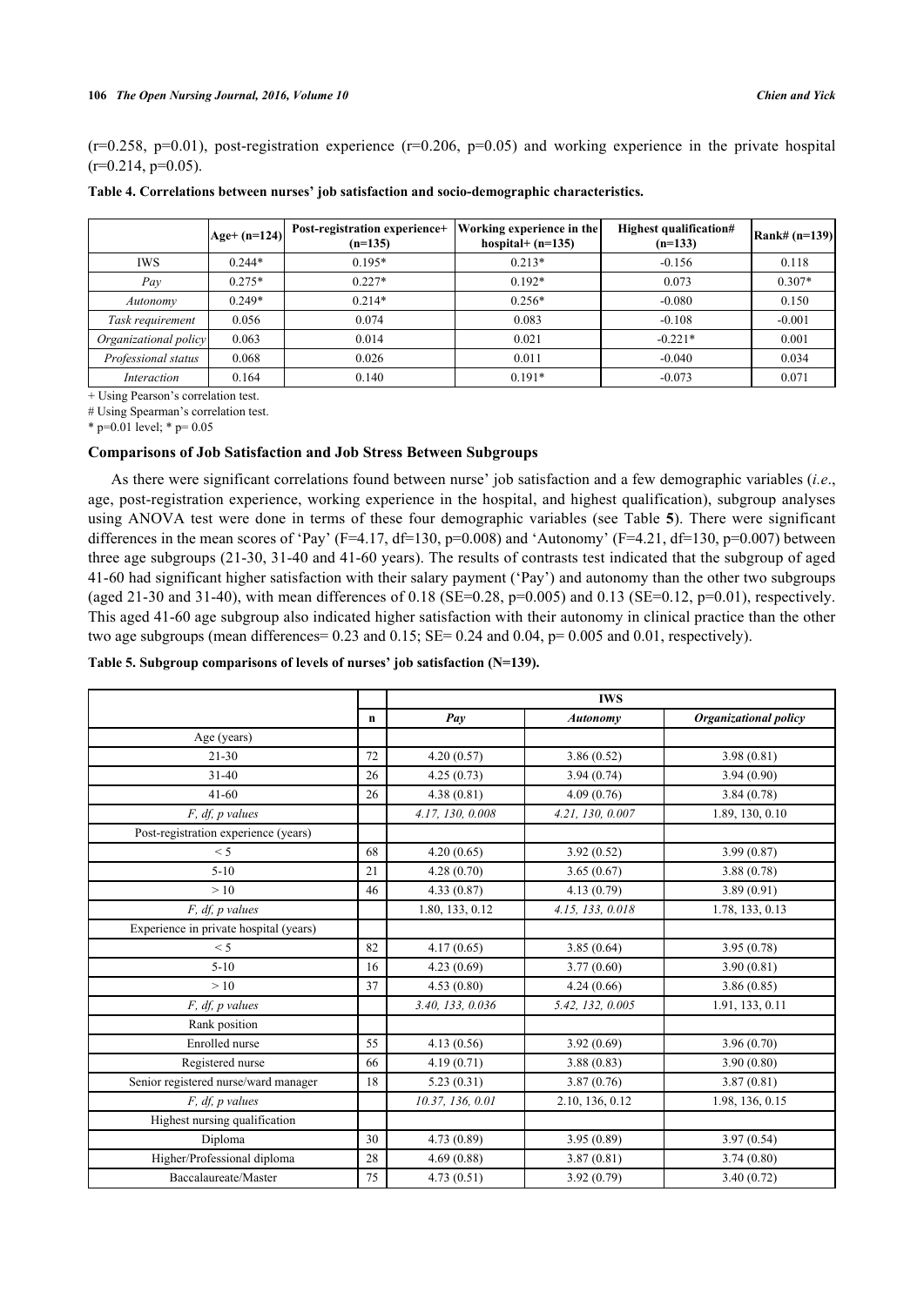(r=0.258, p=0.01), post-registration experience (r=0.206, p=0.05) and working experience in the private hospital (r=0.214, p=0.05).

**Table 4. Correlations between nurses' job satisfaction and socio-demographic characteristics.**

| | Age+ (n=124) | Post-registration experience+ (n=135) | Working experience in the hospital+ (n=135) | Highest qualification# (n=133) | Rank# (n=139) |
|---|---|---|---|---|---|
| IWS | 0.244* | 0.195* | 0.213* | -0.156 | 0.118 |
| *Pay* | 0.275* | 0.227* | 0.192* | 0.073 | 0.307* |
| *Autonomy* | 0.249* | 0.214* | 0.256* | -0.080 | 0.150 |
| *Task requirement* | 0.056 | 0.074 | 0.083 | -0.108 | -0.001 |
| *Organizational policy* | 0.063 | 0.014 | 0.021 | -0.221* | 0.001 |
| *Professional status* | 0.068 | 0.026 | 0.011 | -0.040 | 0.034 |
| *Interaction* | 0.164 | 0.140 | 0.191* | -0.073 | 0.071 |

+ Using Pearson's correlation test.

# Using Spearman's correlation test.

* p=0.01 level; * p= 0.05

### Comparisons of Job Satisfaction and Job Stress Between Subgroups

As there were significant correlations found between nurse' job satisfaction and a few demographic variables (*i.e*., age, post-registration experience, working experience in the hospital, and highest qualification), subgroup analyses using ANOVA test were done in terms of these four demographic variables (see Table **5**). There were significant differences in the mean scores of 'Pay' (F=4.17, df=130, p=0.008) and 'Autonomy' (F=4.21, df=130, p=0.007) between three age subgroups (21-30, 31-40 and 41-60 years). The results of contrasts test indicated that the subgroup of aged 41-60 had significant higher satisfaction with their salary payment ('Pay') and autonomy than the other two subgroups (aged 21-30 and 31-40), with mean differences of 0.18 (SE=0.28, p=0.005) and 0.13 (SE=0.12, p=0.01), respectively. This aged 41-60 age subgroup also indicated higher satisfaction with their autonomy in clinical practice than the other two age subgroups (mean differences= 0.23 and 0.15; SE= 0.24 and 0.04, p= 0.005 and 0.01, respectively).

**Table 5. Subgroup comparisons of levels of nurses' job satisfaction (N=139).**

| | | IWS | | |
|---|---|---|---|---|
| | **n** | ***Pay*** | ***Autonomy*** | ***Organizational policy*** |
| Age (years) | | | | |
| 21-30 | 72 | 4.20 (0.57) | 3.86 (0.52) | 3.98 (0.81) |
| 31-40 | 26 | 4.25 (0.73) | 3.94 (0.74) | 3.94 (0.90) |
| 41-60 | 26 | 4.38 (0.81) | 4.09 (0.76) | 3.84 (0.78) |
| *F, df, p values* | | *4.17, 130, 0.008* | *4.21, 130, 0.007* | 1.89, 130, 0.10 |
| Post-registration experience (years) | | | | |
| < 5 | 68 | 4.20 (0.65) | 3.92 (0.52) | 3.99 (0.87) |
| 5-10 | 21 | 4.28 (0.70) | 3.65 (0.67) | 3.88 (0.78) |
| > 10 | 46 | 4.33 (0.87) | 4.13 (0.79) | 3.89 (0.91) |
| *F, df, p values* | | 1.80, 133, 0.12 | *4.15, 133, 0.018* | 1.78, 133, 0.13 |
| Experience in private hospital (years) | | | | |
| < 5 | 82 | 4.17 (0.65) | 3.85 (0.64) | 3.95 (0.78) |
| 5-10 | 16 | 4.23 (0.69) | 3.77 (0.60) | 3.90 (0.81) |
| > 10 | 37 | 4.53 (0.80) | 4.24 (0.66) | 3.86 (0.85) |
| *F, df, p values* | | *3.40, 133, 0.036* | *5.42, 132, 0.005* | 1.91, 133, 0.11 |
| Rank position | | | | |
| Enrolled nurse | 55 | 4.13 (0.56) | 3.92 (0.69) | 3.96 (0.70) |
| Registered nurse | 66 | 4.19 (0.71) | 3.88 (0.83) | 3.90 (0.80) |
| Senior registered nurse/ward manager | 18 | 5.23 (0.31) | 3.87 (0.76) | 3.87 (0.81) |
| *F, df, p values* | | *10.37, 136, 0.01* | 2.10, 136, 0.12 | 1.98, 136, 0.15 |
| Highest nursing qualification | | | | |
| Diploma | 30 | 4.73 (0.89) | 3.95 (0.89) | 3.97 (0.54) |
| Higher/Professional diploma | 28 | 4.69 (0.88) | 3.87 (0.81) | 3.74 (0.80) |
| Baccalaureate/Master | 75 | 4.73 (0.51) | 3.92 (0.79) | 3.40 (0.72) |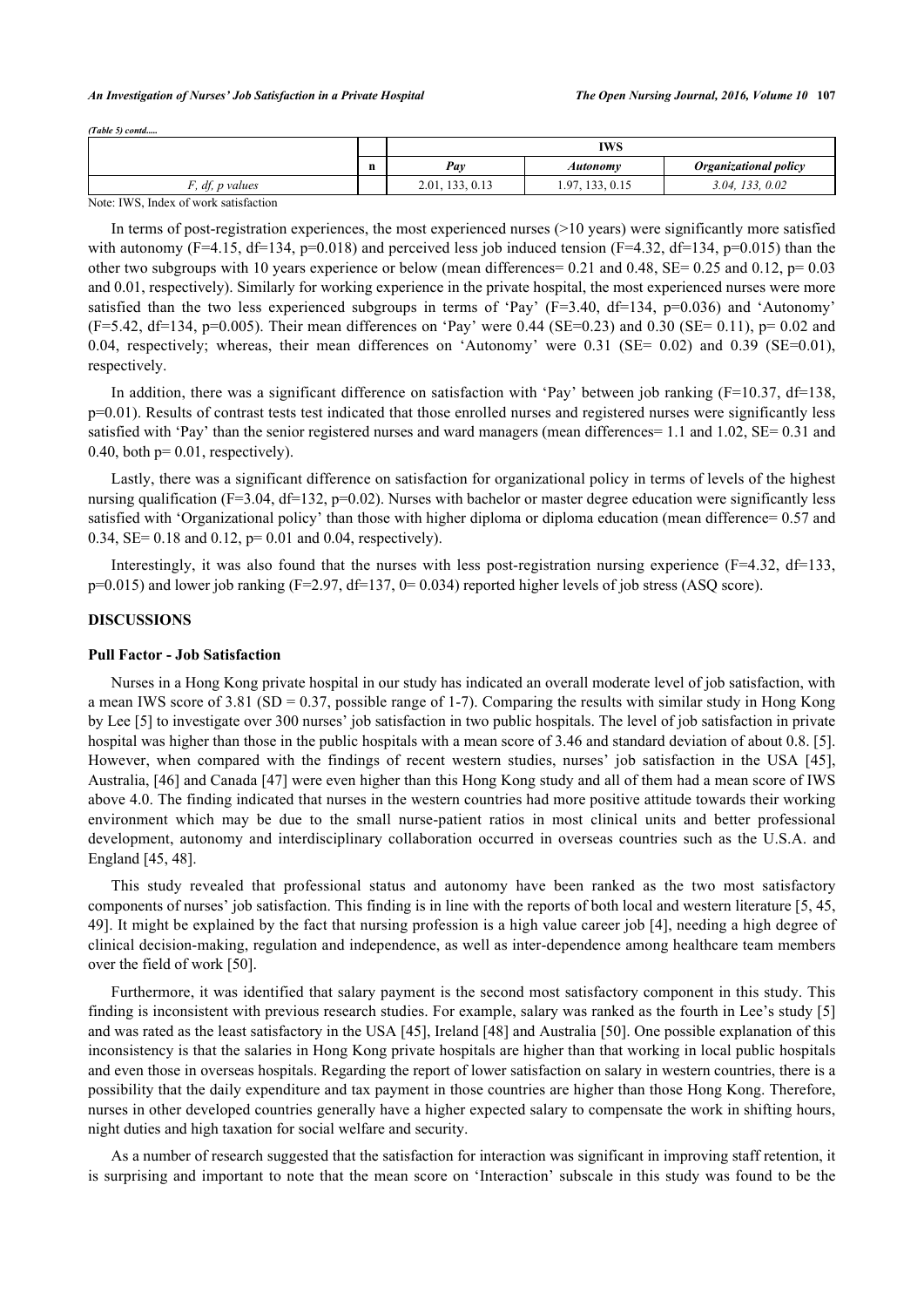*(Table 5) contd.....*

| | n | IWS | | |
|---|---|---|---|---|
| | | *Pay* | *Autonomy* | *Organizational policy* |
| *F, df, p values* | | 2.01, 133, 0.13 | 1.97, 133, 0.15 | *3.04, 133, 0.02* |

Note: IWS, Index of work satisfaction

In terms of post-registration experiences, the most experienced nurses (>10 years) were significantly more satisfied with autonomy (F=4.15, df=134, p=0.018) and perceived less job induced tension (F=4.32, df=134, p=0.015) than the other two subgroups with 10 years experience or below (mean differences= 0.21 and 0.48, SE= 0.25 and 0.12, p= 0.03 and 0.01, respectively). Similarly for working experience in the private hospital, the most experienced nurses were more satisfied than the two less experienced subgroups in terms of 'Pay' (F=3.40, df=134, p=0.036) and 'Autonomy' (F=5.42, df=134, p=0.005). Their mean differences on 'Pay' were 0.44 (SE=0.23) and 0.30 (SE= 0.11), p= 0.02 and 0.04, respectively; whereas, their mean differences on 'Autonomy' were 0.31 (SE= 0.02) and 0.39 (SE=0.01), respectively.

In addition, there was a significant difference on satisfaction with 'Pay' between job ranking (F=10.37, df=138, p=0.01). Results of contrast tests test indicated that those enrolled nurses and registered nurses were significantly less satisfied with 'Pay' than the senior registered nurses and ward managers (mean differences= 1.1 and 1.02, SE= 0.31 and 0.40, both p= 0.01, respectively).

Lastly, there was a significant difference on satisfaction for organizational policy in terms of levels of the highest nursing qualification (F=3.04, df=132, p=0.02). Nurses with bachelor or master degree education were significantly less satisfied with 'Organizational policy' than those with higher diploma or diploma education (mean difference= 0.57 and 0.34, SE= 0.18 and 0.12, p= 0.01 and 0.04, respectively).

Interestingly, it was also found that the nurses with less post-registration nursing experience (F=4.32, df=133, p=0.015) and lower job ranking (F=2.97, df=137, 0= 0.034) reported higher levels of job stress (ASQ score).

## DISCUSSIONS

### Pull Factor - Job Satisfaction

Nurses in a Hong Kong private hospital in our study has indicated an overall moderate level of job satisfaction, with a mean IWS score of 3.81 (SD = 0.37, possible range of 1-7). Comparing the results with similar study in Hong Kong by Lee [5] to investigate over 300 nurses' job satisfaction in two public hospitals. The level of job satisfaction in private hospital was higher than those in the public hospitals with a mean score of 3.46 and standard deviation of about 0.8. [5]. However, when compared with the findings of recent western studies, nurses' job satisfaction in the USA [45], Australia, [46] and Canada [47] were even higher than this Hong Kong study and all of them had a mean score of IWS above 4.0. The finding indicated that nurses in the western countries had more positive attitude towards their working environment which may be due to the small nurse-patient ratios in most clinical units and better professional development, autonomy and interdisciplinary collaboration occurred in overseas countries such as the U.S.A. and England [45, 48].

This study revealed that professional status and autonomy have been ranked as the two most satisfactory components of nurses' job satisfaction. This finding is in line with the reports of both local and western literature [5, 45, 49]. It might be explained by the fact that nursing profession is a high value career job [4], needing a high degree of clinical decision-making, regulation and independence, as well as inter-dependence among healthcare team members over the field of work [50].

Furthermore, it was identified that salary payment is the second most satisfactory component in this study. This finding is inconsistent with previous research studies. For example, salary was ranked as the fourth in Lee's study [5] and was rated as the least satisfactory in the USA [45], Ireland [48] and Australia [50]. One possible explanation of this inconsistency is that the salaries in Hong Kong private hospitals are higher than that working in local public hospitals and even those in overseas hospitals. Regarding the report of lower satisfaction on salary in western countries, there is a possibility that the daily expenditure and tax payment in those countries are higher than those Hong Kong. Therefore, nurses in other developed countries generally have a higher expected salary to compensate the work in shifting hours, night duties and high taxation for social welfare and security.

As a number of research suggested that the satisfaction for interaction was significant in improving staff retention, it is surprising and important to note that the mean score on 'Interaction' subscale in this study was found to be the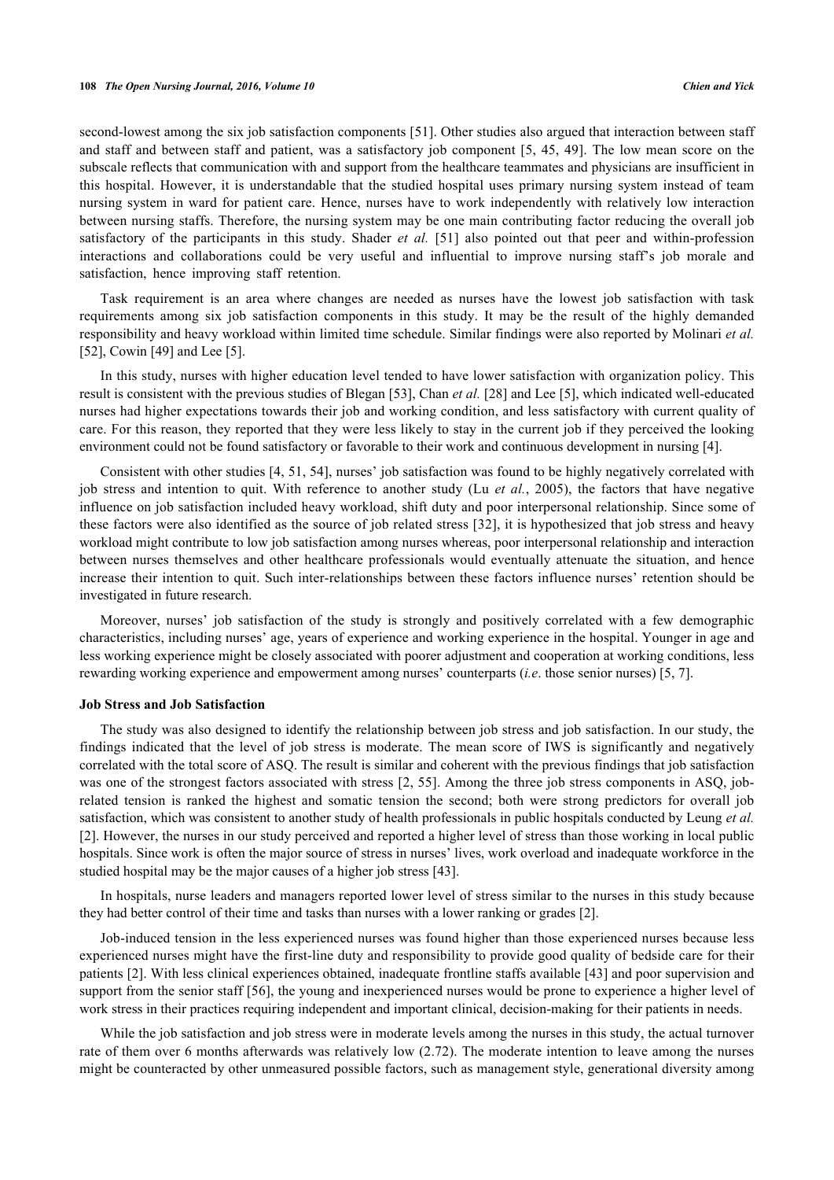second-lowest among the six job satisfaction components [51]. Other studies also argued that interaction between staff and staff and between staff and patient, was a satisfactory job component [5, 45, 49]. The low mean score on the subscale reflects that communication with and support from the healthcare teammates and physicians are insufficient in this hospital. However, it is understandable that the studied hospital uses primary nursing system instead of team nursing system in ward for patient care. Hence, nurses have to work independently with relatively low interaction between nursing staffs. Therefore, the nursing system may be one main contributing factor reducing the overall job satisfactory of the participants in this study. Shader *et al.* [51] also pointed out that peer and within-profession interactions and collaborations could be very useful and influential to improve nursing staff's job morale and satisfaction, hence improving staff retention.

Task requirement is an area where changes are needed as nurses have the lowest job satisfaction with task requirements among six job satisfaction components in this study. It may be the result of the highly demanded responsibility and heavy workload within limited time schedule. Similar findings were also reported by Molinari *et al.* [52], Cowin [49] and Lee [5].

In this study, nurses with higher education level tended to have lower satisfaction with organization policy. This result is consistent with the previous studies of Blegan [53], Chan *et al.* [28] and Lee [5], which indicated well-educated nurses had higher expectations towards their job and working condition, and less satisfactory with current quality of care. For this reason, they reported that they were less likely to stay in the current job if they perceived the looking environment could not be found satisfactory or favorable to their work and continuous development in nursing [4].

Consistent with other studies [4, 51, 54], nurses' job satisfaction was found to be highly negatively correlated with job stress and intention to quit. With reference to another study (Lu *et al.*, 2005), the factors that have negative influence on job satisfaction included heavy workload, shift duty and poor interpersonal relationship. Since some of these factors were also identified as the source of job related stress [32], it is hypothesized that job stress and heavy workload might contribute to low job satisfaction among nurses whereas, poor interpersonal relationship and interaction between nurses themselves and other healthcare professionals would eventually attenuate the situation, and hence increase their intention to quit. Such inter-relationships between these factors influence nurses' retention should be investigated in future research.

Moreover, nurses' job satisfaction of the study is strongly and positively correlated with a few demographic characteristics, including nurses' age, years of experience and working experience in the hospital. Younger in age and less working experience might be closely associated with poorer adjustment and cooperation at working conditions, less rewarding working experience and empowerment among nurses' counterparts (*i.e*. those senior nurses) [5, 7].

### Job Stress and Job Satisfaction

The study was also designed to identify the relationship between job stress and job satisfaction. In our study, the findings indicated that the level of job stress is moderate. The mean score of IWS is significantly and negatively correlated with the total score of ASQ. The result is similar and coherent with the previous findings that job satisfaction was one of the strongest factors associated with stress [2, 55]. Among the three job stress components in ASQ, job-related tension is ranked the highest and somatic tension the second; both were strong predictors for overall job satisfaction, which was consistent to another study of health professionals in public hospitals conducted by Leung *et al.* [2]. However, the nurses in our study perceived and reported a higher level of stress than those working in local public hospitals. Since work is often the major source of stress in nurses' lives, work overload and inadequate workforce in the studied hospital may be the major causes of a higher job stress [43].

In hospitals, nurse leaders and managers reported lower level of stress similar to the nurses in this study because they had better control of their time and tasks than nurses with a lower ranking or grades [2].

Job-induced tension in the less experienced nurses was found higher than those experienced nurses because less experienced nurses might have the first-line duty and responsibility to provide good quality of bedside care for their patients [2]. With less clinical experiences obtained, inadequate frontline staffs available [43] and poor supervision and support from the senior staff [56], the young and inexperienced nurses would be prone to experience a higher level of work stress in their practices requiring independent and important clinical, decision-making for their patients in needs.

While the job satisfaction and job stress were in moderate levels among the nurses in this study, the actual turnover rate of them over 6 months afterwards was relatively low (2.72). The moderate intention to leave among the nurses might be counteracted by other unmeasured possible factors, such as management style, generational diversity among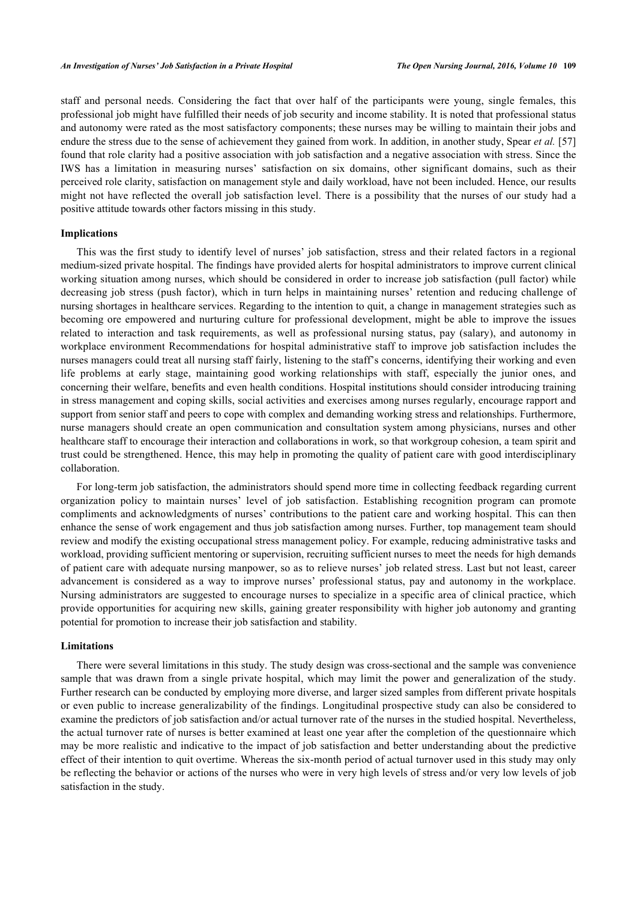staff and personal needs. Considering the fact that over half of the participants were young, single females, this professional job might have fulfilled their needs of job security and income stability. It is noted that professional status and autonomy were rated as the most satisfactory components; these nurses may be willing to maintain their jobs and endure the stress due to the sense of achievement they gained from work. In addition, in another study, Spear *et al.* [57] found that role clarity had a positive association with job satisfaction and a negative association with stress. Since the IWS has a limitation in measuring nurses' satisfaction on six domains, other significant domains, such as their perceived role clarity, satisfaction on management style and daily workload, have not been included. Hence, our results might not have reflected the overall job satisfaction level. There is a possibility that the nurses of our study had a positive attitude towards other factors missing in this study.

### Implications

This was the first study to identify level of nurses' job satisfaction, stress and their related factors in a regional medium-sized private hospital. The findings have provided alerts for hospital administrators to improve current clinical working situation among nurses, which should be considered in order to increase job satisfaction (pull factor) while decreasing job stress (push factor), which in turn helps in maintaining nurses' retention and reducing challenge of nursing shortages in healthcare services. Regarding to the intention to quit, a change in management strategies such as becoming ore empowered and nurturing culture for professional development, might be able to improve the issues related to interaction and task requirements, as well as professional nursing status, pay (salary), and autonomy in workplace environment Recommendations for hospital administrative staff to improve job satisfaction includes the nurses managers could treat all nursing staff fairly, listening to the staff's concerns, identifying their working and even life problems at early stage, maintaining good working relationships with staff, especially the junior ones, and concerning their welfare, benefits and even health conditions. Hospital institutions should consider introducing training in stress management and coping skills, social activities and exercises among nurses regularly, encourage rapport and support from senior staff and peers to cope with complex and demanding working stress and relationships. Furthermore, nurse managers should create an open communication and consultation system among physicians, nurses and other healthcare staff to encourage their interaction and collaborations in work, so that workgroup cohesion, a team spirit and trust could be strengthened. Hence, this may help in promoting the quality of patient care with good interdisciplinary collaboration.

For long-term job satisfaction, the administrators should spend more time in collecting feedback regarding current organization policy to maintain nurses' level of job satisfaction. Establishing recognition program can promote compliments and acknowledgments of nurses' contributions to the patient care and working hospital. This can then enhance the sense of work engagement and thus job satisfaction among nurses. Further, top management team should review and modify the existing occupational stress management policy. For example, reducing administrative tasks and workload, providing sufficient mentoring or supervision, recruiting sufficient nurses to meet the needs for high demands of patient care with adequate nursing manpower, so as to relieve nurses' job related stress. Last but not least, career advancement is considered as a way to improve nurses' professional status, pay and autonomy in the workplace. Nursing administrators are suggested to encourage nurses to specialize in a specific area of clinical practice, which provide opportunities for acquiring new skills, gaining greater responsibility with higher job autonomy and granting potential for promotion to increase their job satisfaction and stability.

### Limitations

There were several limitations in this study. The study design was cross-sectional and the sample was convenience sample that was drawn from a single private hospital, which may limit the power and generalization of the study. Further research can be conducted by employing more diverse, and larger sized samples from different private hospitals or even public to increase generalizability of the findings. Longitudinal prospective study can also be considered to examine the predictors of job satisfaction and/or actual turnover rate of the nurses in the studied hospital. Nevertheless, the actual turnover rate of nurses is better examined at least one year after the completion of the questionnaire which may be more realistic and indicative to the impact of job satisfaction and better understanding about the predictive effect of their intention to quit overtime. Whereas the six-month period of actual turnover used in this study may only be reflecting the behavior or actions of the nurses who were in very high levels of stress and/or very low levels of job satisfaction in the study.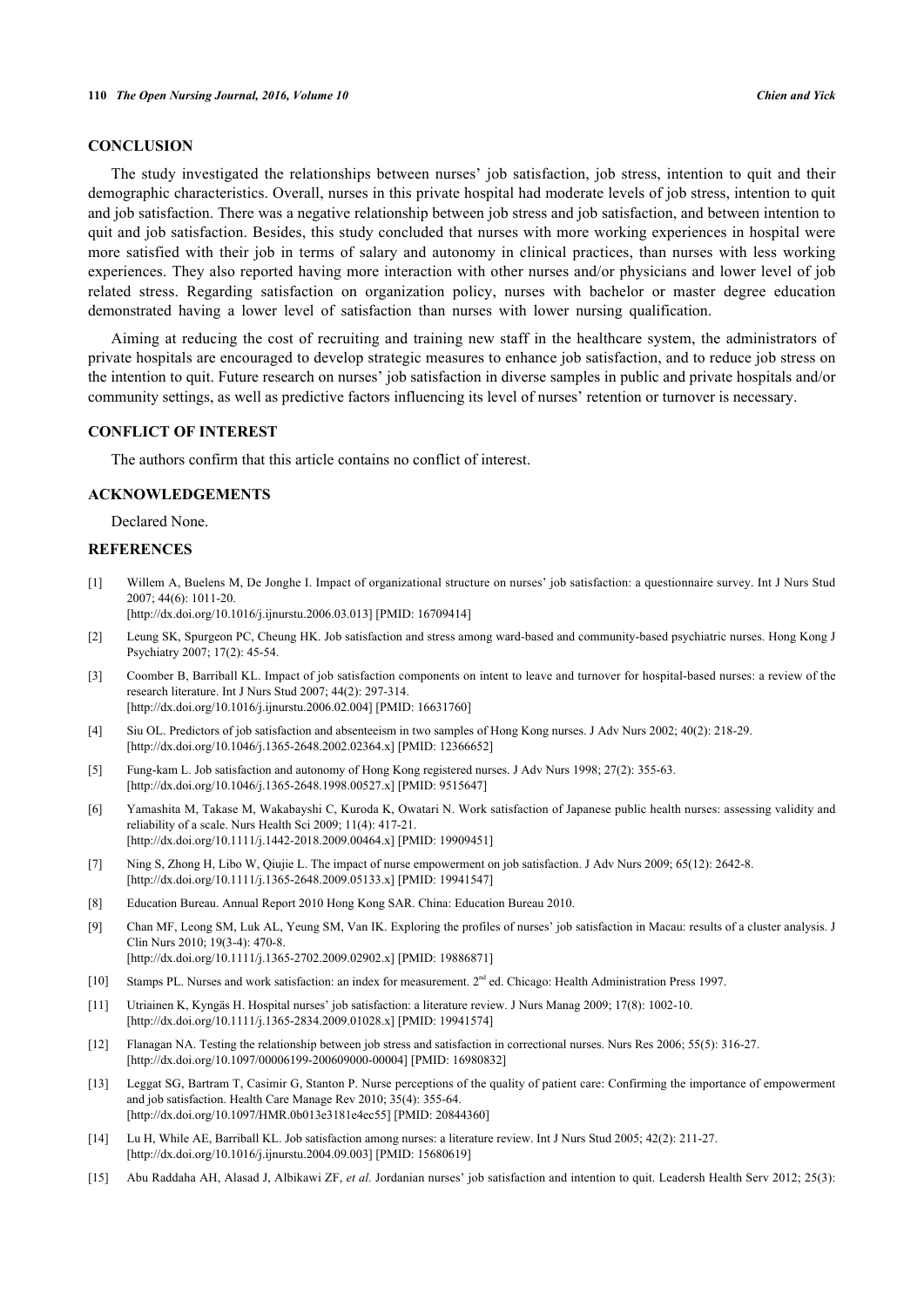## CONCLUSION

The study investigated the relationships between nurses' job satisfaction, job stress, intention to quit and their demographic characteristics. Overall, nurses in this private hospital had moderate levels of job stress, intention to quit and job satisfaction. There was a negative relationship between job stress and job satisfaction, and between intention to quit and job satisfaction. Besides, this study concluded that nurses with more working experiences in hospital were more satisfied with their job in terms of salary and autonomy in clinical practices, than nurses with less working experiences. They also reported having more interaction with other nurses and/or physicians and lower level of job related stress. Regarding satisfaction on organization policy, nurses with bachelor or master degree education demonstrated having a lower level of satisfaction than nurses with lower nursing qualification.

Aiming at reducing the cost of recruiting and training new staff in the healthcare system, the administrators of private hospitals are encouraged to develop strategic measures to enhance job satisfaction, and to reduce job stress on the intention to quit. Future research on nurses' job satisfaction in diverse samples in public and private hospitals and/or community settings, as well as predictive factors influencing its level of nurses' retention or turnover is necessary.

## CONFLICT OF INTEREST

The authors confirm that this article contains no conflict of interest.

## ACKNOWLEDGEMENTS

Declared None.

## REFERENCES

[1] Willem A, Buelens M, De Jonghe I. Impact of organizational structure on nurses' job satisfaction: a questionnaire survey. Int J Nurs Stud 2007; 44(6): 1011-20. [http://dx.doi.org/10.1016/j.ijnurstu.2006.03.013] [PMID: 16709414]

[2] Leung SK, Spurgeon PC, Cheung HK. Job satisfaction and stress among ward-based and community-based psychiatric nurses. Hong Kong J Psychiatry 2007; 17(2): 45-54.

[3] Coomber B, Barriball KL. Impact of job satisfaction components on intent to leave and turnover for hospital-based nurses: a review of the research literature. Int J Nurs Stud 2007; 44(2): 297-314. [http://dx.doi.org/10.1016/j.ijnurstu.2006.02.004] [PMID: 16631760]

[4] Siu OL. Predictors of job satisfaction and absenteeism in two samples of Hong Kong nurses. J Adv Nurs 2002; 40(2): 218-29. [http://dx.doi.org/10.1046/j.1365-2648.2002.02364.x] [PMID: 12366652]

[5] Fung-kam L. Job satisfaction and autonomy of Hong Kong registered nurses. J Adv Nurs 1998; 27(2): 355-63. [http://dx.doi.org/10.1046/j.1365-2648.1998.00527.x] [PMID: 9515647]

[6] Yamashita M, Takase M, Wakabayshi C, Kuroda K, Owatari N. Work satisfaction of Japanese public health nurses: assessing validity and reliability of a scale. Nurs Health Sci 2009; 11(4): 417-21. [http://dx.doi.org/10.1111/j.1442-2018.2009.00464.x] [PMID: 19909451]

[7] Ning S, Zhong H, Libo W, Qiujie L. The impact of nurse empowerment on job satisfaction. J Adv Nurs 2009; 65(12): 2642-8. [http://dx.doi.org/10.1111/j.1365-2648.2009.05133.x] [PMID: 19941547]

[8] Education Bureau. Annual Report 2010 Hong Kong SAR. China: Education Bureau 2010.

[9] Chan MF, Leong SM, Luk AL, Yeung SM, Van IK. Exploring the profiles of nurses' job satisfaction in Macau: results of a cluster analysis. J Clin Nurs 2010; 19(3-4): 470-8. [http://dx.doi.org/10.1111/j.1365-2702.2009.02902.x] [PMID: 19886871]

[10] Stamps PL. Nurses and work satisfaction: an index for measurement. 2nd ed. Chicago: Health Administration Press 1997.

[11] Utriainen K, Kyngäs H. Hospital nurses' job satisfaction: a literature review. J Nurs Manag 2009; 17(8): 1002-10. [http://dx.doi.org/10.1111/j.1365-2834.2009.01028.x] [PMID: 19941574]

[12] Flanagan NA. Testing the relationship between job stress and satisfaction in correctional nurses. Nurs Res 2006; 55(5): 316-27. [http://dx.doi.org/10.1097/00006199-200609000-00004] [PMID: 16980832]

[13] Leggat SG, Bartram T, Casimir G, Stanton P. Nurse perceptions of the quality of patient care: Confirming the importance of empowerment and job satisfaction. Health Care Manage Rev 2010; 35(4): 355-64. [http://dx.doi.org/10.1097/HMR.0b013e3181e4ec55] [PMID: 20844360]

[14] Lu H, While AE, Barriball KL. Job satisfaction among nurses: a literature review. Int J Nurs Stud 2005; 42(2): 211-27. [http://dx.doi.org/10.1016/j.ijnurstu.2004.09.003] [PMID: 15680619]

[15] Abu Raddaha AH, Alasad J, Albikawi ZF, *et al.* Jordanian nurses' job satisfaction and intention to quit. Leadersh Health Serv 2012; 25(3):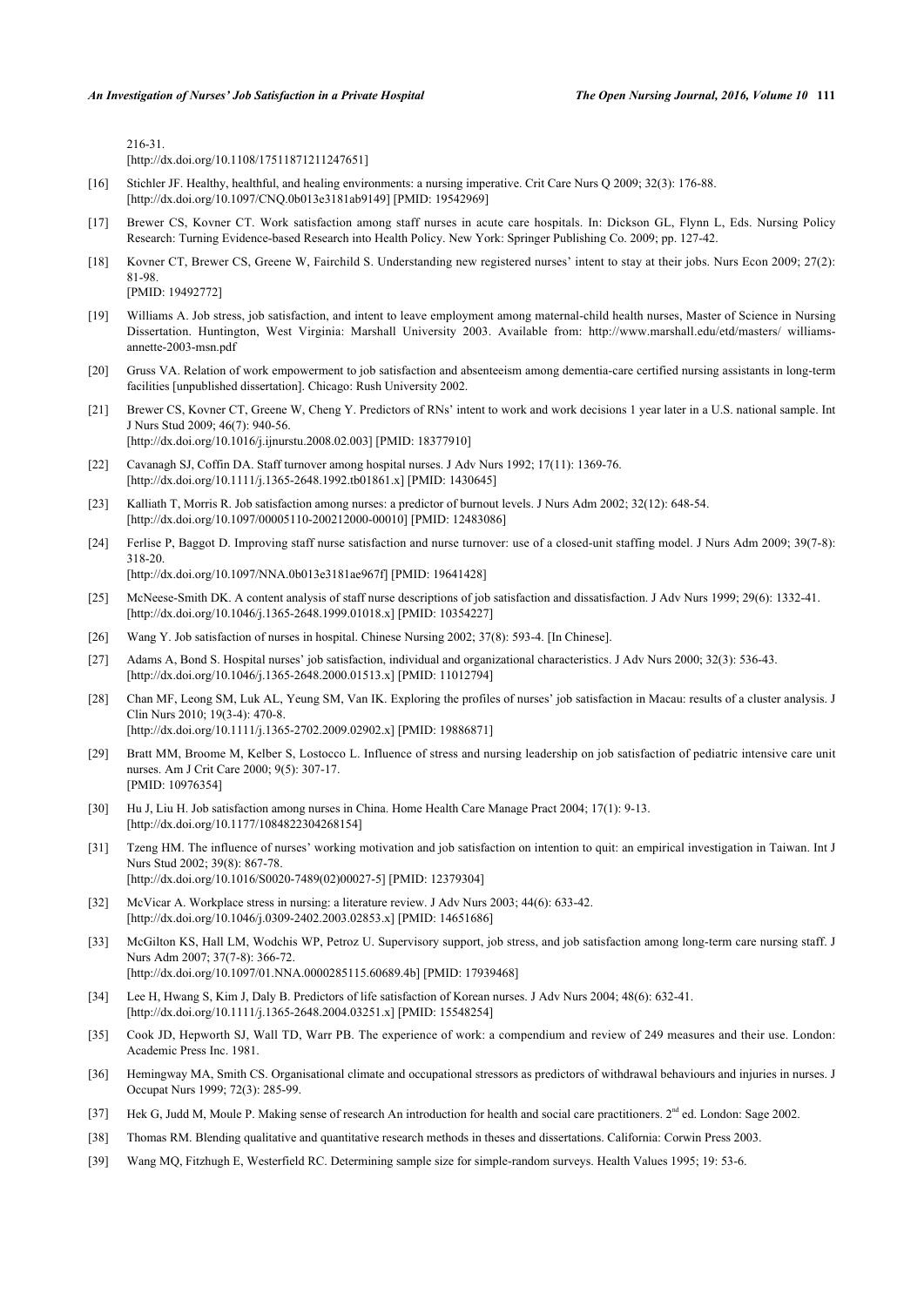216-31.
[http://dx.doi.org/10.1108/17511871211247651]

[16] Stichler JF. Healthy, healthful, and healing environments: a nursing imperative. Crit Care Nurs Q 2009; 32(3): 176-88. [http://dx.doi.org/10.1097/CNQ.0b013e3181ab9149] [PMID: 19542969]

[17] Brewer CS, Kovner CT. Work satisfaction among staff nurses in acute care hospitals. In: Dickson GL, Flynn L, Eds. Nursing Policy Research: Turning Evidence-based Research into Health Policy. New York: Springer Publishing Co. 2009; pp. 127-42.

[18] Kovner CT, Brewer CS, Greene W, Fairchild S. Understanding new registered nurses' intent to stay at their jobs. Nurs Econ 2009; 27(2): 81-98.
[PMID: 19492772]

[19] Williams A. Job stress, job satisfaction, and intent to leave employment among maternal-child health nurses, Master of Science in Nursing Dissertation. Huntington, West Virginia: Marshall University 2003. Available from: http://www.marshall.edu/etd/masters/ williams-annette-2003-msn.pdf

[20] Gruss VA. Relation of work empowerment to job satisfaction and absenteeism among dementia-care certified nursing assistants in long-term facilities [unpublished dissertation]. Chicago: Rush University 2002.

[21] Brewer CS, Kovner CT, Greene W, Cheng Y. Predictors of RNs' intent to work and work decisions 1 year later in a U.S. national sample. Int J Nurs Stud 2009; 46(7): 940-56.
[http://dx.doi.org/10.1016/j.ijnurstu.2008.02.003] [PMID: 18377910]

[22] Cavanagh SJ, Coffin DA. Staff turnover among hospital nurses. J Adv Nurs 1992; 17(11): 1369-76.
[http://dx.doi.org/10.1111/j.1365-2648.1992.tb01861.x] [PMID: 1430645]

[23] Kalliath T, Morris R. Job satisfaction among nurses: a predictor of burnout levels. J Nurs Adm 2002; 32(12): 648-54.
[http://dx.doi.org/10.1097/00005110-200212000-00010] [PMID: 12483086]

[24] Ferlise P, Baggot D. Improving staff nurse satisfaction and nurse turnover: use of a closed-unit staffing model. J Nurs Adm 2009; 39(7-8): 318-20.
[http://dx.doi.org/10.1097/NNA.0b013e3181ae967f] [PMID: 19641428]

[25] McNeese-Smith DK. A content analysis of staff nurse descriptions of job satisfaction and dissatisfaction. J Adv Nurs 1999; 29(6): 1332-41. [http://dx.doi.org/10.1046/j.1365-2648.1999.01018.x] [PMID: 10354227]

[26] Wang Y. Job satisfaction of nurses in hospital. Chinese Nursing 2002; 37(8): 593-4. [In Chinese].

[27] Adams A, Bond S. Hospital nurses' job satisfaction, individual and organizational characteristics. J Adv Nurs 2000; 32(3): 536-43.
[http://dx.doi.org/10.1046/j.1365-2648.2000.01513.x] [PMID: 11012794]

[28] Chan MF, Leong SM, Luk AL, Yeung SM, Van IK. Exploring the profiles of nurses' job satisfaction in Macau: results of a cluster analysis. J Clin Nurs 2010; 19(3-4): 470-8.
[http://dx.doi.org/10.1111/j.1365-2702.2009.02902.x] [PMID: 19886871]

[29] Bratt MM, Broome M, Kelber S, Lostocco L. Influence of stress and nursing leadership on job satisfaction of pediatric intensive care unit nurses. Am J Crit Care 2000; 9(5): 307-17.
[PMID: 10976354]

[30] Hu J, Liu H. Job satisfaction among nurses in China. Home Health Care Manage Pract 2004; 17(1): 9-13.
[http://dx.doi.org/10.1177/1084822304268154]

[31] Tzeng HM. The influence of nurses' working motivation and job satisfaction on intention to quit: an empirical investigation in Taiwan. Int J Nurs Stud 2002; 39(8): 867-78.
[http://dx.doi.org/10.1016/S0020-7489(02)00027-5] [PMID: 12379304]

[32] McVicar A. Workplace stress in nursing: a literature review. J Adv Nurs 2003; 44(6): 633-42.
[http://dx.doi.org/10.1046/j.0309-2402.2003.02853.x] [PMID: 14651686]

[33] McGilton KS, Hall LM, Wodchis WP, Petroz U. Supervisory support, job stress, and job satisfaction among long-term care nursing staff. J Nurs Adm 2007; 37(7-8): 366-72.
[http://dx.doi.org/10.1097/01.NNA.0000285115.60689.4b] [PMID: 17939468]

[34] Lee H, Hwang S, Kim J, Daly B. Predictors of life satisfaction of Korean nurses. J Adv Nurs 2004; 48(6): 632-41.
[http://dx.doi.org/10.1111/j.1365-2648.2004.03251.x] [PMID: 15548254]

[35] Cook JD, Hepworth SJ, Wall TD, Warr PB. The experience of work: a compendium and review of 249 measures and their use. London: Academic Press Inc. 1981.

[36] Hemingway MA, Smith CS. Organisational climate and occupational stressors as predictors of withdrawal behaviours and injuries in nurses. J Occupat Nurs 1999; 72(3): 285-99.

[37] Hek G, Judd M, Moule P. Making sense of research An introduction for health and social care practitioners. 2nd ed. London: Sage 2002.

[38] Thomas RM. Blending qualitative and quantitative research methods in theses and dissertations. California: Corwin Press 2003.

[39] Wang MQ, Fitzhugh E, Westerfield RC. Determining sample size for simple-random surveys. Health Values 1995; 19: 53-6.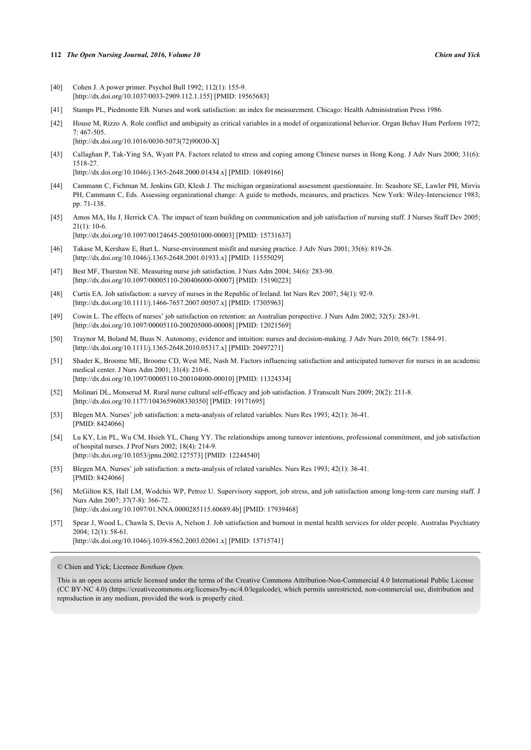[40] Cohen J. A power primer. Psychol Bull 1992; 112(1): 155-9.
[http://dx.doi.org/10.1037/0033-2909.112.1.155] [PMID: 19565683]

[41] Stamps PL, Piedmonte EB. Nurses and work satisfaction: an index for measurement. Chicago: Health Administration Press 1986.

[42] House M, Rizzo A. Role conflict and ambiguity as critical variables in a model of organizational behavior. Organ Behav Hum Perform 1972; 7: 467-505.
[http://dx.doi.org/10.1016/0030-5073(72)90030-X]

[43] Callaghan P, Tak-Ying SA, Wyatt PA. Factors related to stress and coping among Chinese nurses in Hong Kong. J Adv Nurs 2000; 31(6): 1518-27.
[http://dx.doi.org/10.1046/j.1365-2648.2000.01434.x] [PMID: 10849166]

[44] Cammann C, Fichman M, Jenkins GD, Klesh J. The michigan organizational assessment questionnaire. In: Seashore SE, Lawler PH, Mirvis PH, Cammann C, Eds. Assessing organizational change: A guide to methods, measures, and practices. New York: Wiley-Interscience 1983; pp. 71-138.

[45] Amos MA, Hu J, Herrick CA. The impact of team building on communication and job satisfaction of nursing staff. J Nurses Staff Dev 2005; 21(1): 10-6.
[http://dx.doi.org/10.1097/00124645-200501000-00003] [PMID: 15731637]

[46] Takase M, Kershaw E, Burt L. Nurse-environment misfit and nursing practice. J Adv Nurs 2001; 35(6): 819-26.
[http://dx.doi.org/10.1046/j.1365-2648.2001.01933.x] [PMID: 11555029]

[47] Best MF, Thurston NE. Measuring nurse job satisfaction. J Nurs Adm 2004; 34(6): 283-90.
[http://dx.doi.org/10.1097/00005110-200406000-00007] [PMID: 15190223]

[48] Curtis EA. Job satisfaction: a survey of nurses in the Republic of Ireland. Int Nurs Rev 2007; 54(1): 92-9.
[http://dx.doi.org/10.1111/j.1466-7657.2007.00507.x] [PMID: 17305963]

[49] Cowin L. The effects of nurses' job satisfaction on retention: an Australian perspective. J Nurs Adm 2002; 32(5): 283-91.
[http://dx.doi.org/10.1097/00005110-200205000-00008] [PMID: 12021569]

[50] Traynor M, Boland M, Buus N. Autonomy, evidence and intuition: nurses and decision-making. J Adv Nurs 2010; 66(7): 1584-91.
[http://dx.doi.org/10.1111/j.1365-2648.2010.05317.x] [PMID: 20497271]

[51] Shader K, Broome ME, Broome CD, West ME, Nash M. Factors influencing satisfaction and anticipated turnover for nurses in an academic medical center. J Nurs Adm 2001; 31(4): 210-6.
[http://dx.doi.org/10.1097/00005110-200104000-00010] [PMID: 11324334]

[52] Molinari DL, Monserud M. Rural nurse cultural self-efficacy and job satisfaction. J Transcult Nurs 2009; 20(2): 211-8.
[http://dx.doi.org/10.1177/1043659608330350] [PMID: 19171695]

[53] Blegen MA. Nurses' job satisfaction: a meta-analysis of related variables. Nurs Res 1993; 42(1): 36-41.
[PMID: 8424066]

[54] Lu KY, Lin PL, Wu CM, Hsieh YL, Chang YY. The relationships among turnover intentions, professional commitment, and job satisfaction of hospital nurses. J Prof Nurs 2002; 18(4): 214-9.
[http://dx.doi.org/10.1053/jpnu.2002.127573] [PMID: 12244540]

[55] Blegen MA. Nurses' job satisfaction: a meta-analysis of related variables. Nurs Res 1993; 42(1): 36-41.
[PMID: 8424066]

[56] McGilton KS, Hall LM, Wodchis WP, Petroz U. Supervisory support, job stress, and job satisfaction among long-term care nursing staff. J Nurs Adm 2007; 37(7-8): 366-72.
[http://dx.doi.org/10.1097/01.NNA.0000285115.60689.4b] [PMID: 17939468]

[57] Spear J, Wood L, Chawla S, Devis A, Nelson J. Job satisfaction and burnout in mental health services for older people. Australas Psychiatry 2004; 12(1): 58-61.
[http://dx.doi.org/10.1046/j.1039-8562.2003.02061.x] [PMID: 15715741]

© Chien and Yick; Licensee *Bentham Open.*

This is an open access article licensed under the terms of the Creative Commons Attribution-Non-Commercial 4.0 International Public License (CC BY-NC 4.0) (https://creativecommons.org/licenses/by-nc/4.0/legalcode), which permits unrestricted, non-commercial use, distribution and reproduction in any medium, provided the work is properly cited.